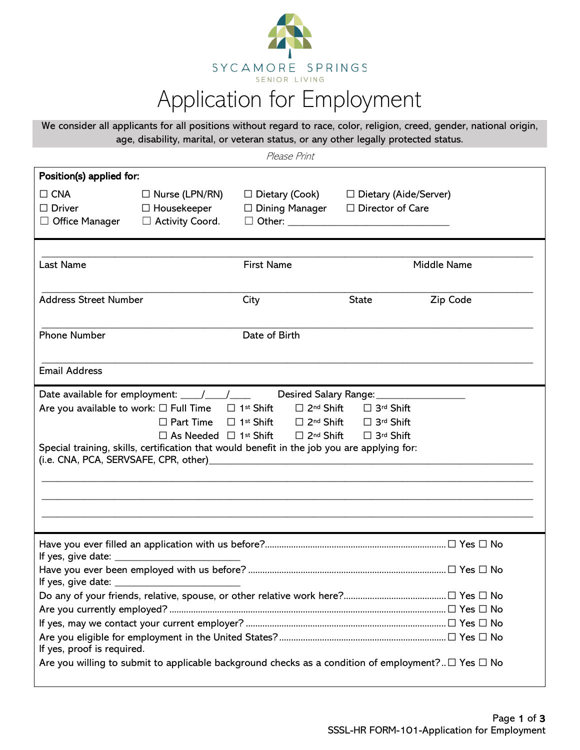SYCAMORE SPRINGS
SENIOR LIVING

# Application for Employment

We consider all applicants for all positions without regard to race, color, religion, creed, gender, national origin, age, disability, marital, or veteran status, or any other legally protected status.

*Please Print*

**Position(s) applied for:**

☐ CNA ☐ Nurse (LPN/RN) ☐ Dietary (Cook) ☐ Dietary (Aide/Server)
☐ Driver ☐ Housekeeper ☐ Dining Manager ☐ Director of Care
☐ Office Manager ☐ Activity Coord. ☐ Other: ______________________________

---

Last Name ______________________ First Name ______________________ Middle Name ______________________

Address Street Number ______________________ City ______________ State ________ Zip Code ________

Phone Number ______________________ Date of Birth ______________________

Email Address ______________________________________________

---

Date available for employment: ____/____/____ Desired Salary Range:________________

Are you available to work: ☐ Full Time ☐ 1st Shift ☐ 2nd Shift ☐ 3rd Shift
☐ Part Time ☐ 1st Shift ☐ 2nd Shift ☐ 3rd Shift
☐ As Needed ☐ 1st Shift ☐ 2nd Shift ☐ 3rd Shift

Special training, skills, certification that would benefit in the job you are applying for:
(i.e. CNA, PCA, SERVSAFE, CPR, other)________________________________________________

______________________________________________________________________________

______________________________________________________________________________

______________________________________________________________________________

---

Have you ever filled an application with us before?.......... ☐ Yes ☐ No
If yes, give date: ______________________

Have you ever been employed with us before? .......... ☐ Yes ☐ No
If yes, give date: ______________________

Do any of your friends, relative, spouse, or other relative work here?.......... ☐ Yes ☐ No

Are you currently employed? .......... ☐ Yes ☐ No

If yes, may we contact your current employer? .......... ☐ Yes ☐ No

Are you eligible for employment in the United States? .......... ☐ Yes ☐ No
If yes, proof is required.

Are you willing to submit to applicable background checks as a condition of employment?.. ☐ Yes ☐ No

SSSL-HR FORM-101-Application for Employment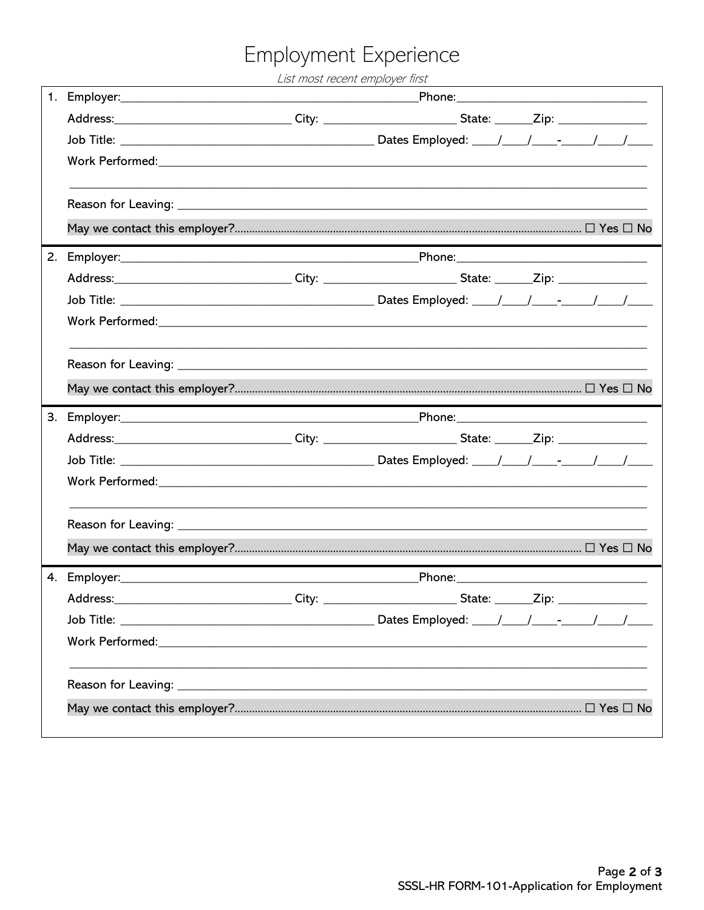# Employment Experience

*List most recent employer first*

1. Employer:________________________________________________Phone:______________________________

   Address:____________________________ City: _____________________ State: ______Zip: ______________

   Job Title: _________________________________________ Dates Employed: ____/____/____-_____/____/____

   Work Performed:___________________________________________________________________________

   ______________________________________________________________________________________

   Reason for Leaving: ________________________________________________________________________

   May we contact this employer?...................................................................................................................... ☐ Yes ☐ No

2. Employer:________________________________________________Phone:______________________________

   Address:____________________________ City: _____________________ State: ______Zip: ______________

   Job Title: _________________________________________ Dates Employed: ____/____/____-_____/____/____

   Work Performed:___________________________________________________________________________

   ______________________________________________________________________________________

   Reason for Leaving: ________________________________________________________________________

   May we contact this employer?...................................................................................................................... ☐ Yes ☐ No

3. Employer:________________________________________________Phone:______________________________

   Address:____________________________ City: _____________________ State: ______Zip: ______________

   Job Title: _________________________________________ Dates Employed: ____/____/____-_____/____/____

   Work Performed:___________________________________________________________________________

   ______________________________________________________________________________________

   Reason for Leaving: ________________________________________________________________________

   May we contact this employer?...................................................................................................................... ☐ Yes ☐ No

4. Employer:________________________________________________Phone:______________________________

   Address:____________________________ City: _____________________ State: ______Zip: ______________

   Job Title: _________________________________________ Dates Employed: ____/____/____-_____/____/____

   Work Performed:___________________________________________________________________________

   ______________________________________________________________________________________

   Reason for Leaving: ________________________________________________________________________

   May we contact this employer?...................................................................................................................... ☐ Yes ☐ No

SSSL-HR FORM-101-Application for Employment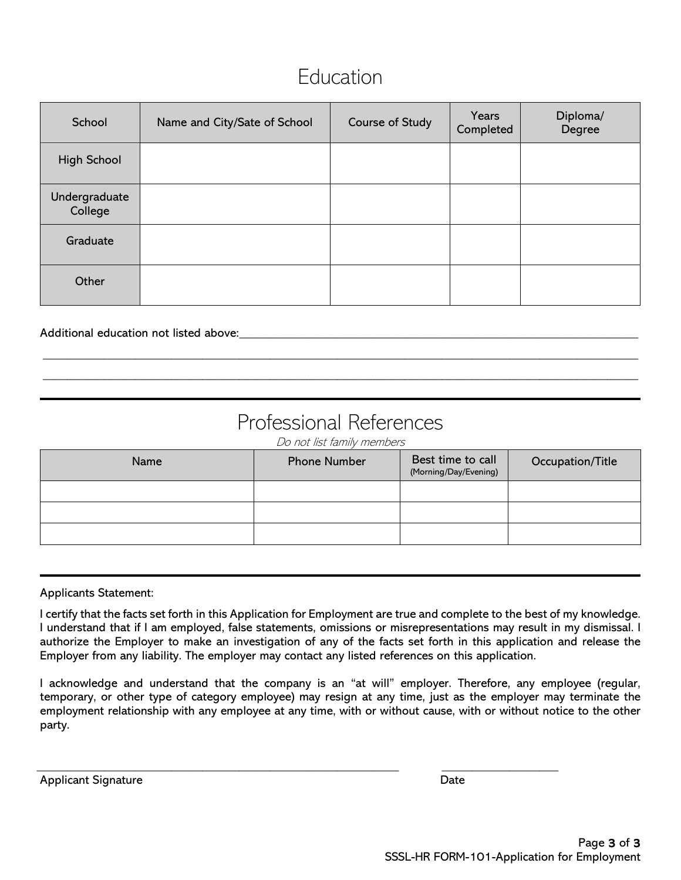# Education

| School | Name and City/Sate of School | Course of Study | Years Completed | Diploma/ Degree |
|---|---|---|---|---|
| High School | | | | |
| Undergraduate College | | | | |
| Graduate | | | | |
| Other | | | | |

Additional education not listed above:______________________________________________________________________

______________________________________________________________________________________________

______________________________________________________________________________________________

# Professional References

*Do not list family members*

| Name | Phone Number | Best time to call (Morning/Day/Evening) | Occupation/Title |
|---|---|---|---|
| | | | |
| | | | |
| | | | |

Applicants Statement:

I certify that the facts set forth in this Application for Employment are true and complete to the best of my knowledge. I understand that if I am employed, false statements, omissions or misrepresentations may result in my dismissal. I authorize the Employer to make an investigation of any of the facts set forth in this application and release the Employer from any liability. The employer may contact any listed references on this application.

I acknowledge and understand that the company is an "at will" employer. Therefore, any employee (regular, temporary, or other type of category employee) may resign at any time, just as the employer may terminate the employment relationship with any employee at any time, with or without cause, with or without notice to the other party.

_______________________________________________________ ____________________

Applicant Signature Date

SSSL-HR FORM-101-Application for Employment